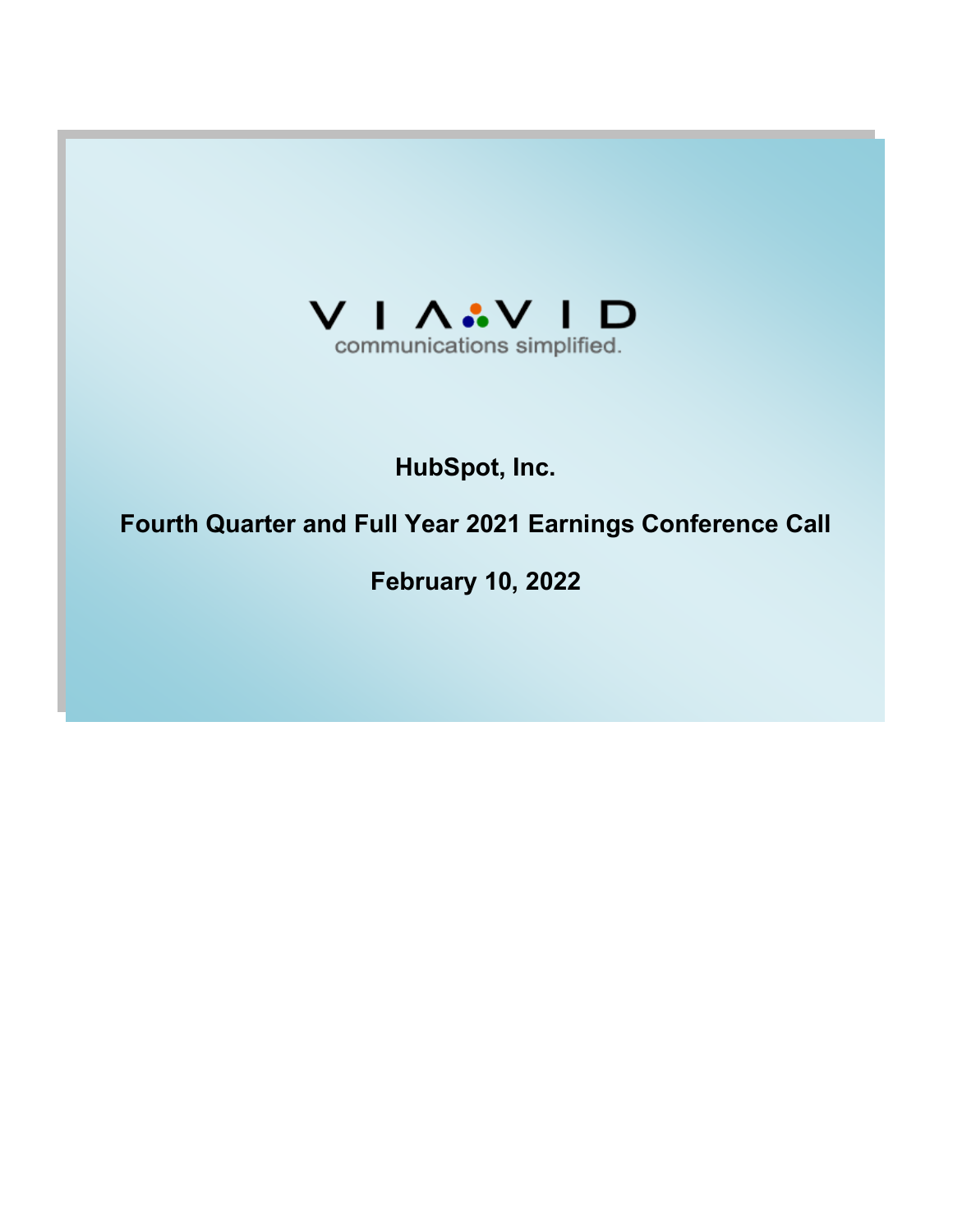VIAVID

communications simplified.

# HubSpot, Inc.

## Fourth Quarter and Full Year 2021 Earnings Conference Call

## February 10, 2022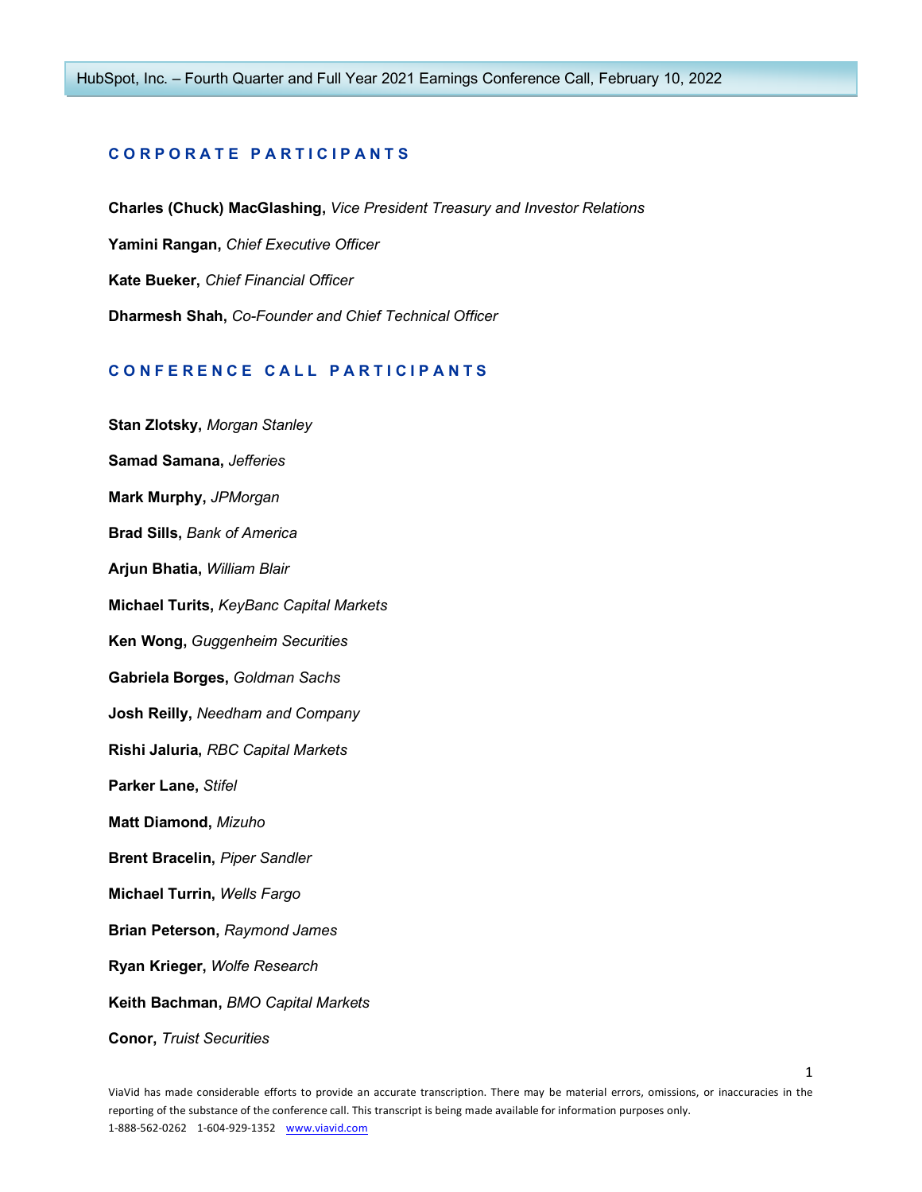## CORPORATE PARTICIPANTS

**Charles (Chuck) MacGlashing,** *Vice President Treasury and Investor Relations*

**Yamini Rangan,** *Chief Executive Officer*

**Kate Bueker,** *Chief Financial Officer*

**Dharmesh Shah,** *Co-Founder and Chief Technical Officer*

## CONFERENCE CALL PARTICIPANTS

**Stan Zlotsky,** *Morgan Stanley*

**Samad Samana,** *Jefferies*

**Mark Murphy,** *JPMorgan*

**Brad Sills,** *Bank of America*

**Arjun Bhatia,** *William Blair*

**Michael Turits,** *KeyBanc Capital Markets*

**Ken Wong,** *Guggenheim Securities*

**Gabriela Borges,** *Goldman Sachs*

**Josh Reilly,** *Needham and Company*

**Rishi Jaluria,** *RBC Capital Markets*

**Parker Lane,** *Stifel*

**Matt Diamond,** *Mizuho*

**Brent Bracelin,** *Piper Sandler*

**Michael Turrin,** *Wells Fargo*

**Brian Peterson,** *Raymond James*

**Ryan Krieger,** *Wolfe Research*

**Keith Bachman,** *BMO Capital Markets*

**Conor,** *Truist Securities*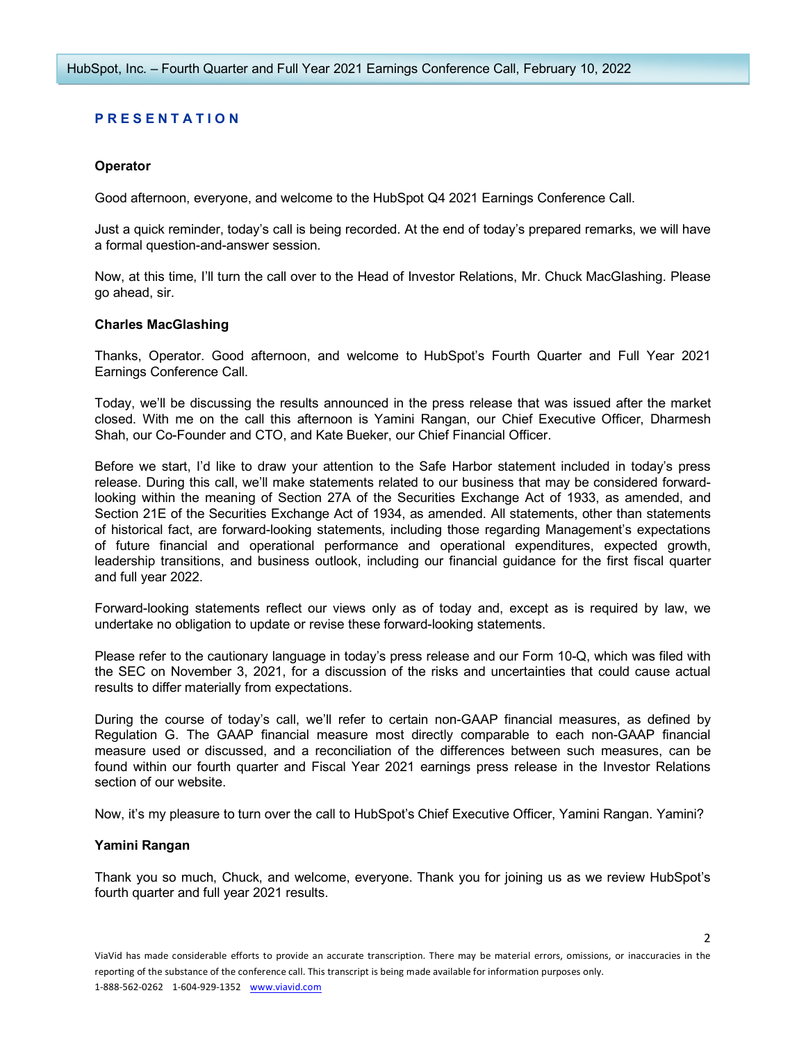## PRESENTATION

**Operator**

Good afternoon, everyone, and welcome to the HubSpot Q4 2021 Earnings Conference Call.

Just a quick reminder, today's call is being recorded. At the end of today's prepared remarks, we will have a formal question-and-answer session.

Now, at this time, I'll turn the call over to the Head of Investor Relations, Mr. Chuck MacGlashing. Please go ahead, sir.

**Charles MacGlashing**

Thanks, Operator. Good afternoon, and welcome to HubSpot's Fourth Quarter and Full Year 2021 Earnings Conference Call.

Today, we'll be discussing the results announced in the press release that was issued after the market closed. With me on the call this afternoon is Yamini Rangan, our Chief Executive Officer, Dharmesh Shah, our Co-Founder and CTO, and Kate Bueker, our Chief Financial Officer.

Before we start, I'd like to draw your attention to the Safe Harbor statement included in today's press release. During this call, we'll make statements related to our business that may be considered forward-looking within the meaning of Section 27A of the Securities Exchange Act of 1933, as amended, and Section 21E of the Securities Exchange Act of 1934, as amended. All statements, other than statements of historical fact, are forward-looking statements, including those regarding Management's expectations of future financial and operational performance and operational expenditures, expected growth, leadership transitions, and business outlook, including our financial guidance for the first fiscal quarter and full year 2022.

Forward-looking statements reflect our views only as of today and, except as is required by law, we undertake no obligation to update or revise these forward-looking statements.

Please refer to the cautionary language in today's press release and our Form 10-Q, which was filed with the SEC on November 3, 2021, for a discussion of the risks and uncertainties that could cause actual results to differ materially from expectations.

During the course of today's call, we'll refer to certain non-GAAP financial measures, as defined by Regulation G. The GAAP financial measure most directly comparable to each non-GAAP financial measure used or discussed, and a reconciliation of the differences between such measures, can be found within our fourth quarter and Fiscal Year 2021 earnings press release in the Investor Relations section of our website.

Now, it's my pleasure to turn over the call to HubSpot's Chief Executive Officer, Yamini Rangan. Yamini?

**Yamini Rangan**

Thank you so much, Chuck, and welcome, everyone. Thank you for joining us as we review HubSpot's fourth quarter and full year 2021 results.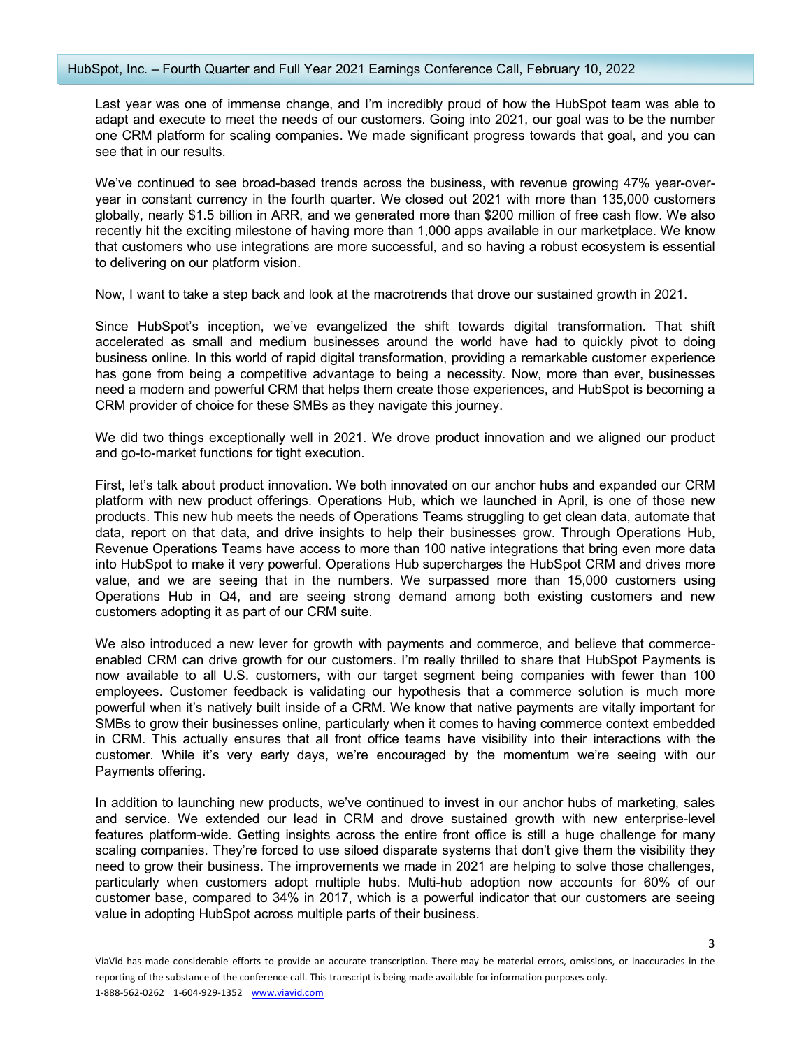Last year was one of immense change, and I'm incredibly proud of how the HubSpot team was able to adapt and execute to meet the needs of our customers. Going into 2021, our goal was to be the number one CRM platform for scaling companies. We made significant progress towards that goal, and you can see that in our results.

We've continued to see broad-based trends across the business, with revenue growing 47% year-over-year in constant currency in the fourth quarter. We closed out 2021 with more than 135,000 customers globally, nearly $1.5 billion in ARR, and we generated more than $200 million of free cash flow. We also recently hit the exciting milestone of having more than 1,000 apps available in our marketplace. We know that customers who use integrations are more successful, and so having a robust ecosystem is essential to delivering on our platform vision.

Now, I want to take a step back and look at the macrotrends that drove our sustained growth in 2021.

Since HubSpot's inception, we've evangelized the shift towards digital transformation. That shift accelerated as small and medium businesses around the world have had to quickly pivot to doing business online. In this world of rapid digital transformation, providing a remarkable customer experience has gone from being a competitive advantage to being a necessity. Now, more than ever, businesses need a modern and powerful CRM that helps them create those experiences, and HubSpot is becoming a CRM provider of choice for these SMBs as they navigate this journey.

We did two things exceptionally well in 2021. We drove product innovation and we aligned our product and go-to-market functions for tight execution.

First, let's talk about product innovation. We both innovated on our anchor hubs and expanded our CRM platform with new product offerings. Operations Hub, which we launched in April, is one of those new products. This new hub meets the needs of Operations Teams struggling to get clean data, automate that data, report on that data, and drive insights to help their businesses grow. Through Operations Hub, Revenue Operations Teams have access to more than 100 native integrations that bring even more data into HubSpot to make it very powerful. Operations Hub supercharges the HubSpot CRM and drives more value, and we are seeing that in the numbers. We surpassed more than 15,000 customers using Operations Hub in Q4, and are seeing strong demand among both existing customers and new customers adopting it as part of our CRM suite.

We also introduced a new lever for growth with payments and commerce, and believe that commerce-enabled CRM can drive growth for our customers. I'm really thrilled to share that HubSpot Payments is now available to all U.S. customers, with our target segment being companies with fewer than 100 employees. Customer feedback is validating our hypothesis that a commerce solution is much more powerful when it's natively built inside of a CRM. We know that native payments are vitally important for SMBs to grow their businesses online, particularly when it comes to having commerce context embedded in CRM. This actually ensures that all front office teams have visibility into their interactions with the customer. While it's very early days, we're encouraged by the momentum we're seeing with our Payments offering.

In addition to launching new products, we've continued to invest in our anchor hubs of marketing, sales and service. We extended our lead in CRM and drove sustained growth with new enterprise-level features platform-wide. Getting insights across the entire front office is still a huge challenge for many scaling companies. They're forced to use siloed disparate systems that don't give them the visibility they need to grow their business. The improvements we made in 2021 are helping to solve those challenges, particularly when customers adopt multiple hubs. Multi-hub adoption now accounts for 60% of our customer base, compared to 34% in 2017, which is a powerful indicator that our customers are seeing value in adopting HubSpot across multiple parts of their business.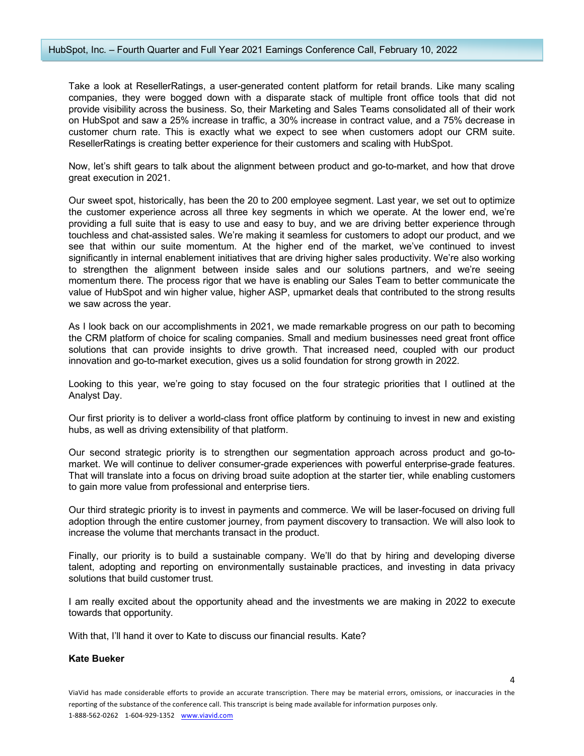Take a look at ResellerRatings, a user-generated content platform for retail brands. Like many scaling companies, they were bogged down with a disparate stack of multiple front office tools that did not provide visibility across the business. So, their Marketing and Sales Teams consolidated all of their work on HubSpot and saw a 25% increase in traffic, a 30% increase in contract value, and a 75% decrease in customer churn rate. This is exactly what we expect to see when customers adopt our CRM suite. ResellerRatings is creating better experience for their customers and scaling with HubSpot.

Now, let's shift gears to talk about the alignment between product and go-to-market, and how that drove great execution in 2021.

Our sweet spot, historically, has been the 20 to 200 employee segment. Last year, we set out to optimize the customer experience across all three key segments in which we operate. At the lower end, we're providing a full suite that is easy to use and easy to buy, and we are driving better experience through touchless and chat-assisted sales. We're making it seamless for customers to adopt our product, and we see that within our suite momentum. At the higher end of the market, we've continued to invest significantly in internal enablement initiatives that are driving higher sales productivity. We're also working to strengthen the alignment between inside sales and our solutions partners, and we're seeing momentum there. The process rigor that we have is enabling our Sales Team to better communicate the value of HubSpot and win higher value, higher ASP, upmarket deals that contributed to the strong results we saw across the year.

As I look back on our accomplishments in 2021, we made remarkable progress on our path to becoming the CRM platform of choice for scaling companies. Small and medium businesses need great front office solutions that can provide insights to drive growth. That increased need, coupled with our product innovation and go-to-market execution, gives us a solid foundation for strong growth in 2022.

Looking to this year, we're going to stay focused on the four strategic priorities that I outlined at the Analyst Day.

Our first priority is to deliver a world-class front office platform by continuing to invest in new and existing hubs, as well as driving extensibility of that platform.

Our second strategic priority is to strengthen our segmentation approach across product and go-to-market. We will continue to deliver consumer-grade experiences with powerful enterprise-grade features. That will translate into a focus on driving broad suite adoption at the starter tier, while enabling customers to gain more value from professional and enterprise tiers.

Our third strategic priority is to invest in payments and commerce. We will be laser-focused on driving full adoption through the entire customer journey, from payment discovery to transaction. We will also look to increase the volume that merchants transact in the product.

Finally, our priority is to build a sustainable company. We'll do that by hiring and developing diverse talent, adopting and reporting on environmentally sustainable practices, and investing in data privacy solutions that build customer trust.

I am really excited about the opportunity ahead and the investments we are making in 2022 to execute towards that opportunity.

With that, I'll hand it over to Kate to discuss our financial results. Kate?

**Kate Bueker**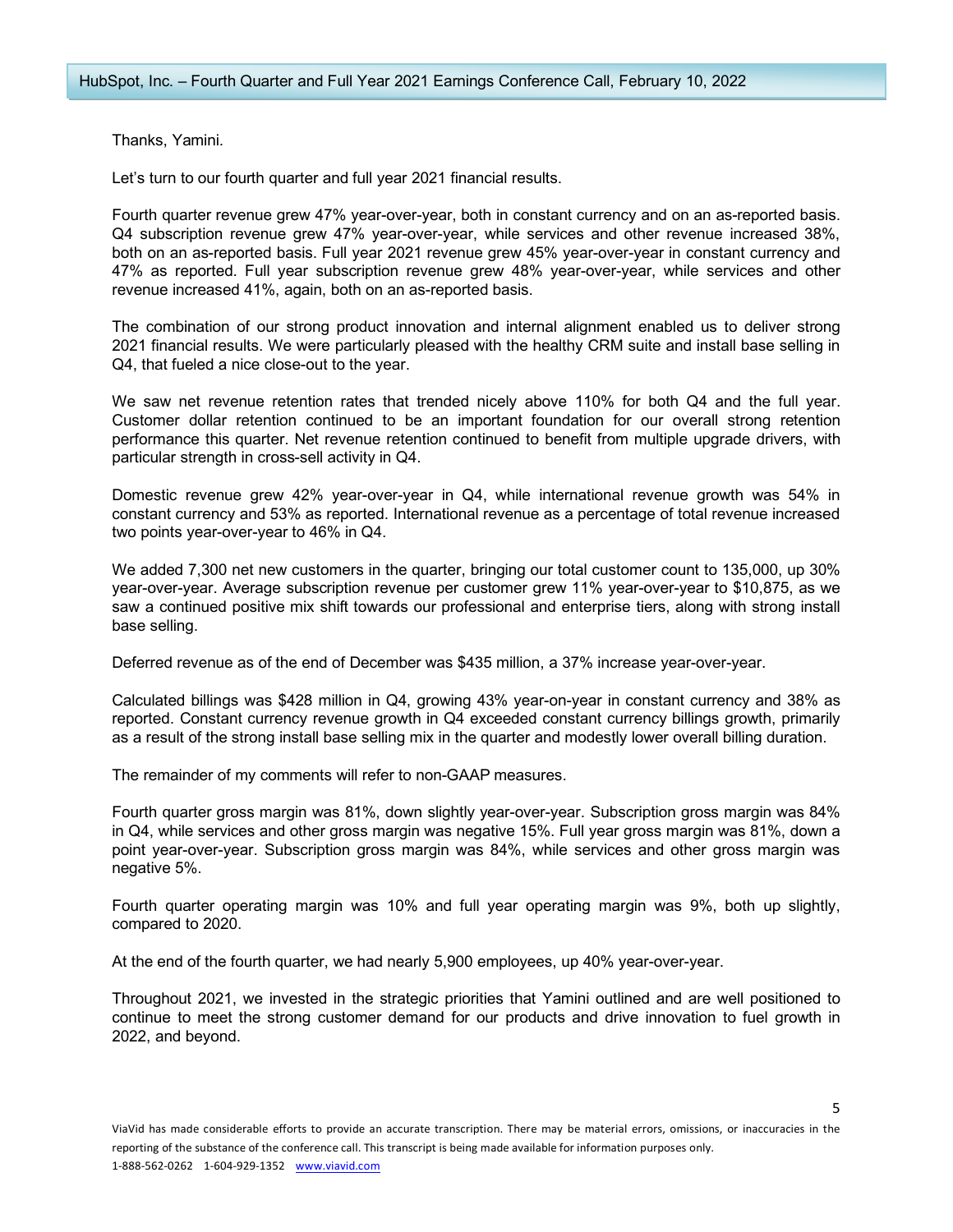Thanks, Yamini.

Let's turn to our fourth quarter and full year 2021 financial results.

Fourth quarter revenue grew 47% year-over-year, both in constant currency and on an as-reported basis. Q4 subscription revenue grew 47% year-over-year, while services and other revenue increased 38%, both on an as-reported basis. Full year 2021 revenue grew 45% year-over-year in constant currency and 47% as reported. Full year subscription revenue grew 48% year-over-year, while services and other revenue increased 41%, again, both on an as-reported basis.

The combination of our strong product innovation and internal alignment enabled us to deliver strong 2021 financial results. We were particularly pleased with the healthy CRM suite and install base selling in Q4, that fueled a nice close-out to the year.

We saw net revenue retention rates that trended nicely above 110% for both Q4 and the full year. Customer dollar retention continued to be an important foundation for our overall strong retention performance this quarter. Net revenue retention continued to benefit from multiple upgrade drivers, with particular strength in cross-sell activity in Q4.

Domestic revenue grew 42% year-over-year in Q4, while international revenue growth was 54% in constant currency and 53% as reported. International revenue as a percentage of total revenue increased two points year-over-year to 46% in Q4.

We added 7,300 net new customers in the quarter, bringing our total customer count to 135,000, up 30% year-over-year. Average subscription revenue per customer grew 11% year-over-year to $10,875, as we saw a continued positive mix shift towards our professional and enterprise tiers, along with strong install base selling.

Deferred revenue as of the end of December was $435 million, a 37% increase year-over-year.

Calculated billings was $428 million in Q4, growing 43% year-on-year in constant currency and 38% as reported. Constant currency revenue growth in Q4 exceeded constant currency billings growth, primarily as a result of the strong install base selling mix in the quarter and modestly lower overall billing duration.

The remainder of my comments will refer to non-GAAP measures.

Fourth quarter gross margin was 81%, down slightly year-over-year. Subscription gross margin was 84% in Q4, while services and other gross margin was negative 15%. Full year gross margin was 81%, down a point year-over-year. Subscription gross margin was 84%, while services and other gross margin was negative 5%.

Fourth quarter operating margin was 10% and full year operating margin was 9%, both up slightly, compared to 2020.

At the end of the fourth quarter, we had nearly 5,900 employees, up 40% year-over-year.

Throughout 2021, we invested in the strategic priorities that Yamini outlined and are well positioned to continue to meet the strong customer demand for our products and drive innovation to fuel growth in 2022, and beyond.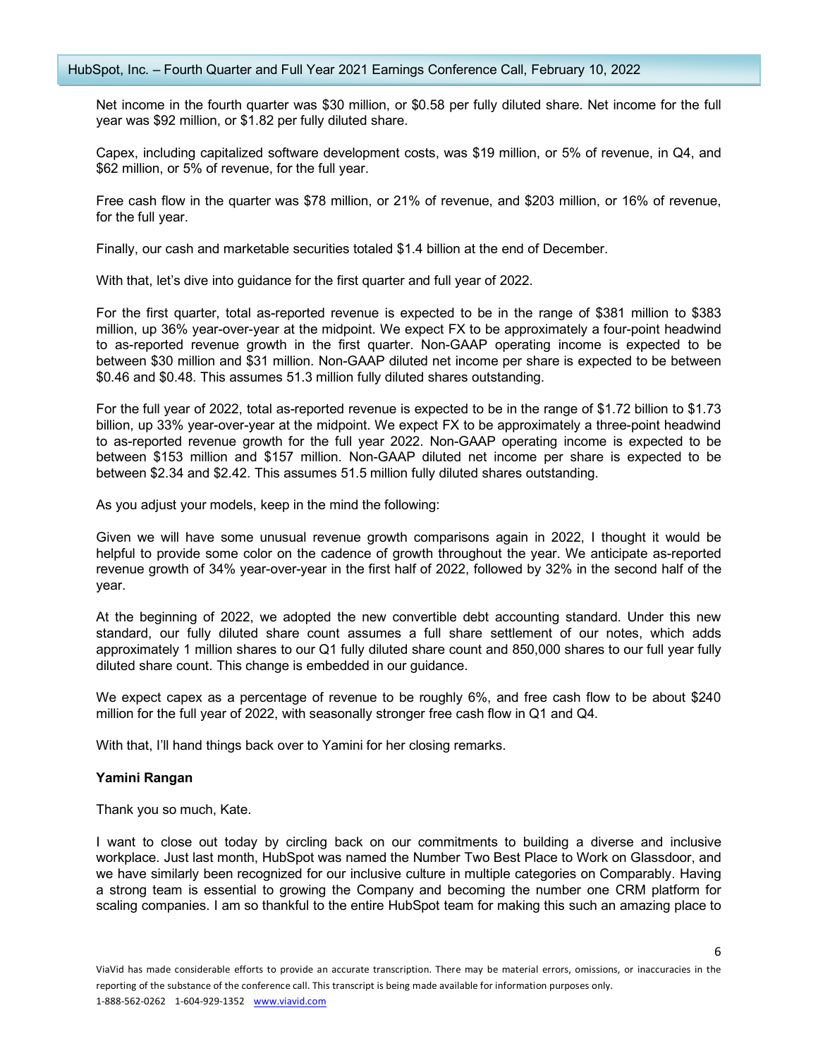Net income in the fourth quarter was $30 million, or $0.58 per fully diluted share. Net income for the full year was $92 million, or $1.82 per fully diluted share.

Capex, including capitalized software development costs, was $19 million, or 5% of revenue, in Q4, and $62 million, or 5% of revenue, for the full year.

Free cash flow in the quarter was $78 million, or 21% of revenue, and $203 million, or 16% of revenue, for the full year.

Finally, our cash and marketable securities totaled $1.4 billion at the end of December.

With that, let's dive into guidance for the first quarter and full year of 2022.

For the first quarter, total as-reported revenue is expected to be in the range of $381 million to $383 million, up 36% year-over-year at the midpoint. We expect FX to be approximately a four-point headwind to as-reported revenue growth in the first quarter. Non-GAAP operating income is expected to be between $30 million and $31 million. Non-GAAP diluted net income per share is expected to be between $0.46 and $0.48. This assumes 51.3 million fully diluted shares outstanding.

For the full year of 2022, total as-reported revenue is expected to be in the range of $1.72 billion to $1.73 billion, up 33% year-over-year at the midpoint. We expect FX to be approximately a three-point headwind to as-reported revenue growth for the full year 2022. Non-GAAP operating income is expected to be between $153 million and $157 million. Non-GAAP diluted net income per share is expected to be between $2.34 and $2.42. This assumes 51.5 million fully diluted shares outstanding.

As you adjust your models, keep in the mind the following:

Given we will have some unusual revenue growth comparisons again in 2022, I thought it would be helpful to provide some color on the cadence of growth throughout the year. We anticipate as-reported revenue growth of 34% year-over-year in the first half of 2022, followed by 32% in the second half of the year.

At the beginning of 2022, we adopted the new convertible debt accounting standard. Under this new standard, our fully diluted share count assumes a full share settlement of our notes, which adds approximately 1 million shares to our Q1 fully diluted share count and 850,000 shares to our full year fully diluted share count. This change is embedded in our guidance.

We expect capex as a percentage of revenue to be roughly 6%, and free cash flow to be about $240 million for the full year of 2022, with seasonally stronger free cash flow in Q1 and Q4.

With that, I'll hand things back over to Yamini for her closing remarks.

**Yamini Rangan**

Thank you so much, Kate.

I want to close out today by circling back on our commitments to building a diverse and inclusive workplace. Just last month, HubSpot was named the Number Two Best Place to Work on Glassdoor, and we have similarly been recognized for our inclusive culture in multiple categories on Comparably. Having a strong team is essential to growing the Company and becoming the number one CRM platform for scaling companies. I am so thankful to the entire HubSpot team for making this such an amazing place to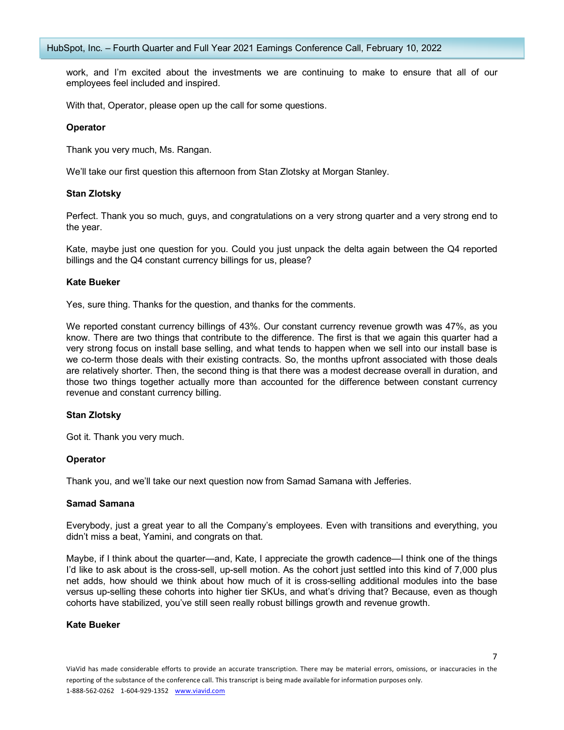work, and I'm excited about the investments we are continuing to make to ensure that all of our employees feel included and inspired.

With that, Operator, please open up the call for some questions.

**Operator**

Thank you very much, Ms. Rangan.

We'll take our first question this afternoon from Stan Zlotsky at Morgan Stanley.

**Stan Zlotsky**

Perfect. Thank you so much, guys, and congratulations on a very strong quarter and a very strong end to the year.

Kate, maybe just one question for you. Could you just unpack the delta again between the Q4 reported billings and the Q4 constant currency billings for us, please?

**Kate Bueker**

Yes, sure thing. Thanks for the question, and thanks for the comments.

We reported constant currency billings of 43%. Our constant currency revenue growth was 47%, as you know. There are two things that contribute to the difference. The first is that we again this quarter had a very strong focus on install base selling, and what tends to happen when we sell into our install base is we co-term those deals with their existing contracts. So, the months upfront associated with those deals are relatively shorter. Then, the second thing is that there was a modest decrease overall in duration, and those two things together actually more than accounted for the difference between constant currency revenue and constant currency billing.

**Stan Zlotsky**

Got it. Thank you very much.

**Operator**

Thank you, and we'll take our next question now from Samad Samana with Jefferies.

**Samad Samana**

Everybody, just a great year to all the Company's employees. Even with transitions and everything, you didn't miss a beat, Yamini, and congrats on that.

Maybe, if I think about the quarter—and, Kate, I appreciate the growth cadence—I think one of the things I'd like to ask about is the cross-sell, up-sell motion. As the cohort just settled into this kind of 7,000 plus net adds, how should we think about how much of it is cross-selling additional modules into the base versus up-selling these cohorts into higher tier SKUs, and what's driving that? Because, even as though cohorts have stabilized, you've still seen really robust billings growth and revenue growth.

**Kate Bueker**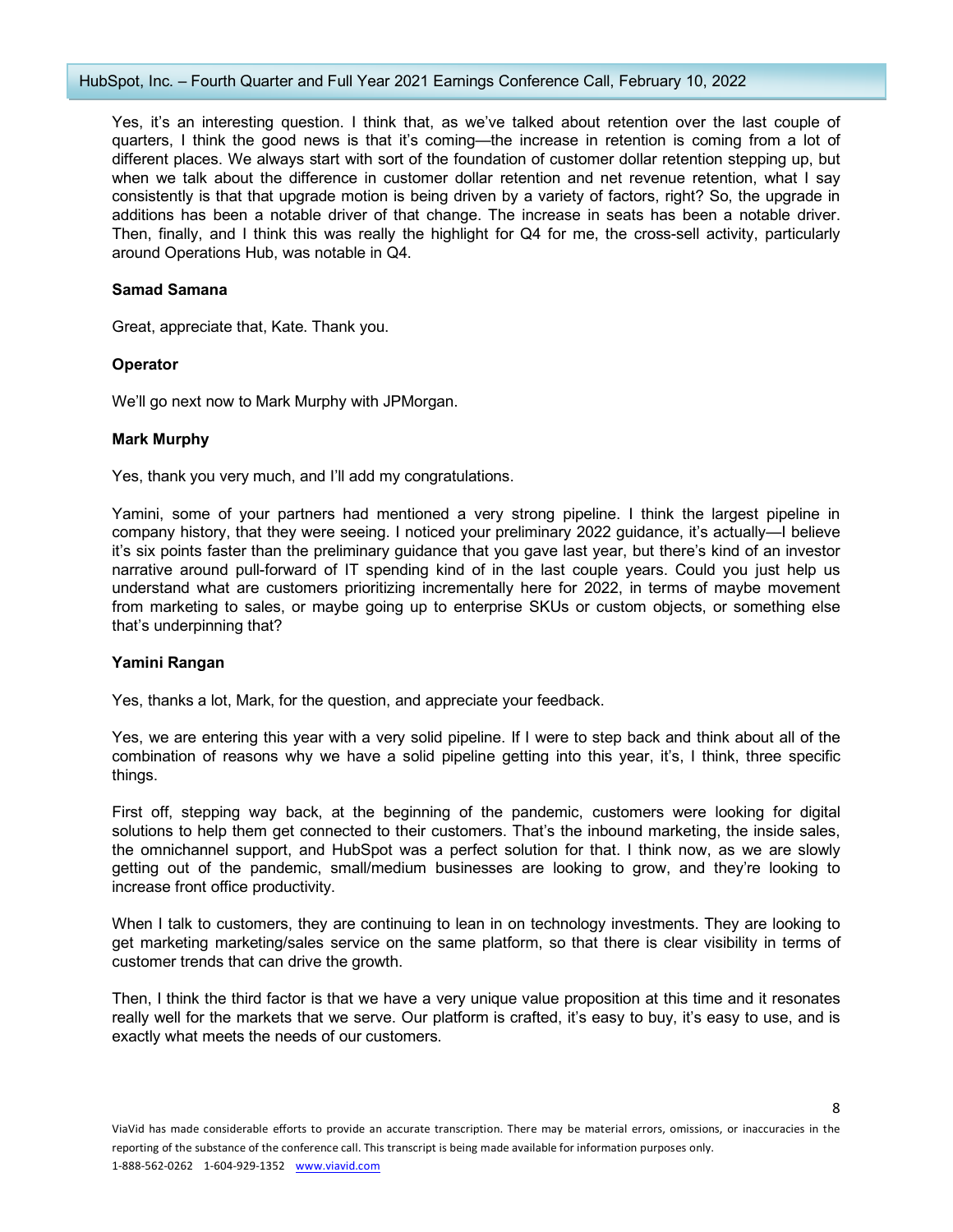Yes, it's an interesting question. I think that, as we've talked about retention over the last couple of quarters, I think the good news is that it's coming—the increase in retention is coming from a lot of different places. We always start with sort of the foundation of customer dollar retention stepping up, but when we talk about the difference in customer dollar retention and net revenue retention, what I say consistently is that that upgrade motion is being driven by a variety of factors, right? So, the upgrade in additions has been a notable driver of that change. The increase in seats has been a notable driver. Then, finally, and I think this was really the highlight for Q4 for me, the cross-sell activity, particularly around Operations Hub, was notable in Q4.

**Samad Samana**

Great, appreciate that, Kate. Thank you.

**Operator**

We'll go next now to Mark Murphy with JPMorgan.

**Mark Murphy**

Yes, thank you very much, and I'll add my congratulations.

Yamini, some of your partners had mentioned a very strong pipeline. I think the largest pipeline in company history, that they were seeing. I noticed your preliminary 2022 guidance, it's actually—I believe it's six points faster than the preliminary guidance that you gave last year, but there's kind of an investor narrative around pull-forward of IT spending kind of in the last couple years. Could you just help us understand what are customers prioritizing incrementally here for 2022, in terms of maybe movement from marketing to sales, or maybe going up to enterprise SKUs or custom objects, or something else that's underpinning that?

**Yamini Rangan**

Yes, thanks a lot, Mark, for the question, and appreciate your feedback.

Yes, we are entering this year with a very solid pipeline. If I were to step back and think about all of the combination of reasons why we have a solid pipeline getting into this year, it's, I think, three specific things.

First off, stepping way back, at the beginning of the pandemic, customers were looking for digital solutions to help them get connected to their customers. That's the inbound marketing, the inside sales, the omnichannel support, and HubSpot was a perfect solution for that. I think now, as we are slowly getting out of the pandemic, small/medium businesses are looking to grow, and they're looking to increase front office productivity.

When I talk to customers, they are continuing to lean in on technology investments. They are looking to get marketing marketing/sales service on the same platform, so that there is clear visibility in terms of customer trends that can drive the growth.

Then, I think the third factor is that we have a very unique value proposition at this time and it resonates really well for the markets that we serve. Our platform is crafted, it's easy to buy, it's easy to use, and is exactly what meets the needs of our customers.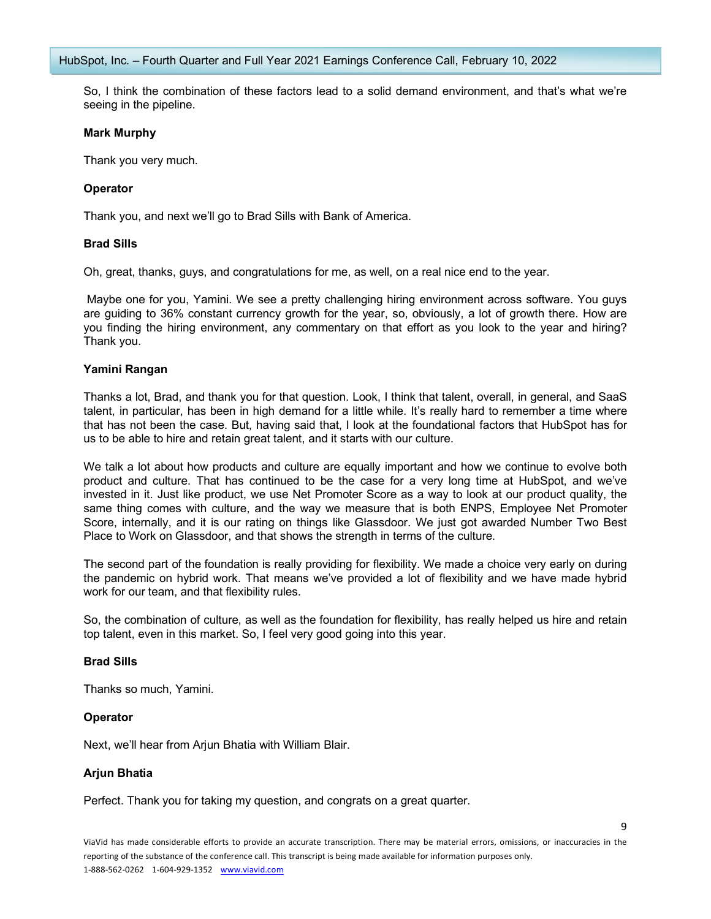So, I think the combination of these factors lead to a solid demand environment, and that's what we're seeing in the pipeline.

**Mark Murphy**

Thank you very much.

**Operator**

Thank you, and next we'll go to Brad Sills with Bank of America.

**Brad Sills**

Oh, great, thanks, guys, and congratulations for me, as well, on a real nice end to the year.

Maybe one for you, Yamini. We see a pretty challenging hiring environment across software. You guys are guiding to 36% constant currency growth for the year, so, obviously, a lot of growth there. How are you finding the hiring environment, any commentary on that effort as you look to the year and hiring? Thank you.

**Yamini Rangan**

Thanks a lot, Brad, and thank you for that question. Look, I think that talent, overall, in general, and SaaS talent, in particular, has been in high demand for a little while. It's really hard to remember a time where that has not been the case. But, having said that, I look at the foundational factors that HubSpot has for us to be able to hire and retain great talent, and it starts with our culture.

We talk a lot about how products and culture are equally important and how we continue to evolve both product and culture. That has continued to be the case for a very long time at HubSpot, and we've invested in it. Just like product, we use Net Promoter Score as a way to look at our product quality, the same thing comes with culture, and the way we measure that is both ENPS, Employee Net Promoter Score, internally, and it is our rating on things like Glassdoor. We just got awarded Number Two Best Place to Work on Glassdoor, and that shows the strength in terms of the culture.

The second part of the foundation is really providing for flexibility. We made a choice very early on during the pandemic on hybrid work. That means we've provided a lot of flexibility and we have made hybrid work for our team, and that flexibility rules.

So, the combination of culture, as well as the foundation for flexibility, has really helped us hire and retain top talent, even in this market. So, I feel very good going into this year.

**Brad Sills**

Thanks so much, Yamini.

**Operator**

Next, we'll hear from Arjun Bhatia with William Blair.

**Arjun Bhatia**

Perfect. Thank you for taking my question, and congrats on a great quarter.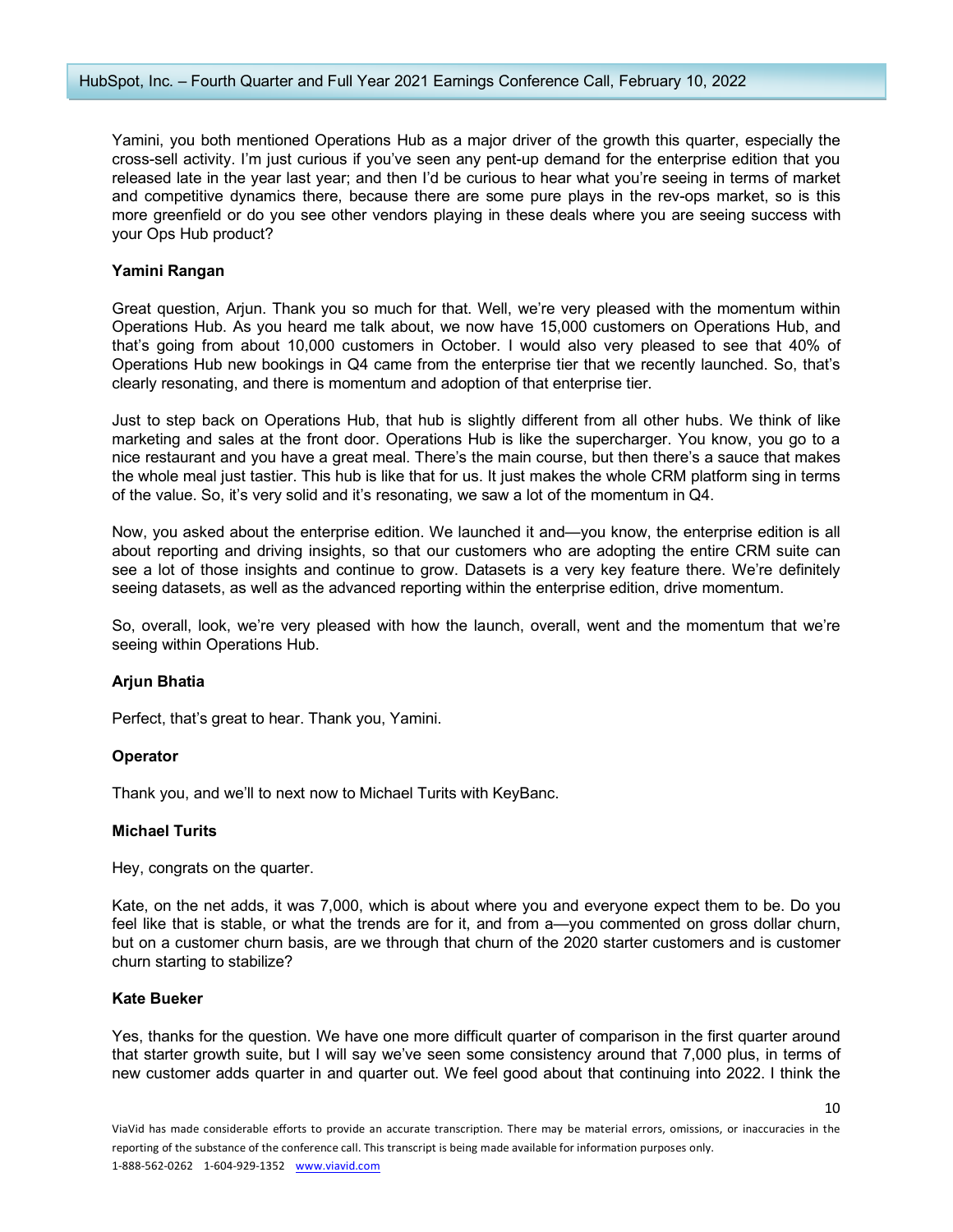Yamini, you both mentioned Operations Hub as a major driver of the growth this quarter, especially the cross-sell activity. I'm just curious if you've seen any pent-up demand for the enterprise edition that you released late in the year last year; and then I'd be curious to hear what you're seeing in terms of market and competitive dynamics there, because there are some pure plays in the rev-ops market, so is this more greenfield or do you see other vendors playing in these deals where you are seeing success with your Ops Hub product?

**Yamini Rangan**

Great question, Arjun. Thank you so much for that. Well, we're very pleased with the momentum within Operations Hub. As you heard me talk about, we now have 15,000 customers on Operations Hub, and that's going from about 10,000 customers in October. I would also very pleased to see that 40% of Operations Hub new bookings in Q4 came from the enterprise tier that we recently launched. So, that's clearly resonating, and there is momentum and adoption of that enterprise tier.

Just to step back on Operations Hub, that hub is slightly different from all other hubs. We think of like marketing and sales at the front door. Operations Hub is like the supercharger. You know, you go to a nice restaurant and you have a great meal. There's the main course, but then there's a sauce that makes the whole meal just tastier. This hub is like that for us. It just makes the whole CRM platform sing in terms of the value. So, it's very solid and it's resonating, we saw a lot of the momentum in Q4.

Now, you asked about the enterprise edition. We launched it and—you know, the enterprise edition is all about reporting and driving insights, so that our customers who are adopting the entire CRM suite can see a lot of those insights and continue to grow. Datasets is a very key feature there. We're definitely seeing datasets, as well as the advanced reporting within the enterprise edition, drive momentum.

So, overall, look, we're very pleased with how the launch, overall, went and the momentum that we're seeing within Operations Hub.

**Arjun Bhatia**

Perfect, that's great to hear. Thank you, Yamini.

**Operator**

Thank you, and we'll to next now to Michael Turits with KeyBanc.

**Michael Turits**

Hey, congrats on the quarter.

Kate, on the net adds, it was 7,000, which is about where you and everyone expect them to be. Do you feel like that is stable, or what the trends are for it, and from a—you commented on gross dollar churn, but on a customer churn basis, are we through that churn of the 2020 starter customers and is customer churn starting to stabilize?

**Kate Bueker**

Yes, thanks for the question. We have one more difficult quarter of comparison in the first quarter around that starter growth suite, but I will say we've seen some consistency around that 7,000 plus, in terms of new customer adds quarter in and quarter out. We feel good about that continuing into 2022. I think the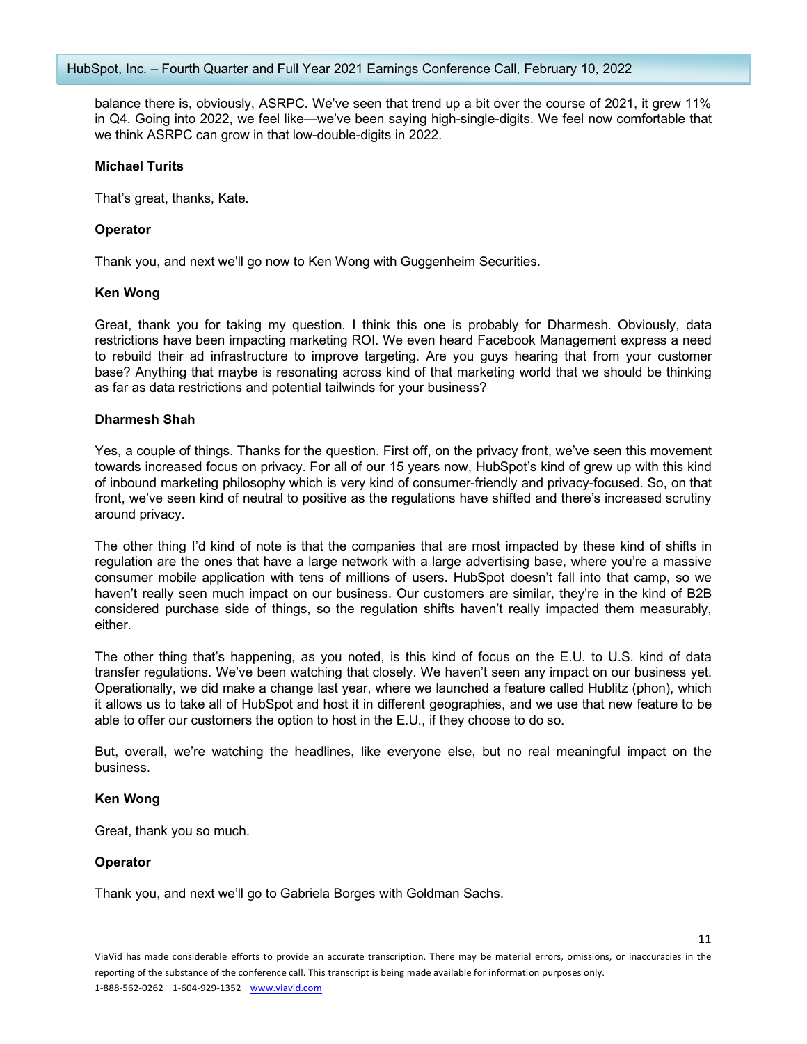balance there is, obviously, ASRPC. We've seen that trend up a bit over the course of 2021, it grew 11% in Q4. Going into 2022, we feel like—we've been saying high-single-digits. We feel now comfortable that we think ASRPC can grow in that low-double-digits in 2022.

**Michael Turits**

That's great, thanks, Kate.

**Operator**

Thank you, and next we'll go now to Ken Wong with Guggenheim Securities.

**Ken Wong**

Great, thank you for taking my question. I think this one is probably for Dharmesh. Obviously, data restrictions have been impacting marketing ROI. We even heard Facebook Management express a need to rebuild their ad infrastructure to improve targeting. Are you guys hearing that from your customer base? Anything that maybe is resonating across kind of that marketing world that we should be thinking as far as data restrictions and potential tailwinds for your business?

**Dharmesh Shah**

Yes, a couple of things. Thanks for the question. First off, on the privacy front, we've seen this movement towards increased focus on privacy. For all of our 15 years now, HubSpot's kind of grew up with this kind of inbound marketing philosophy which is very kind of consumer-friendly and privacy-focused. So, on that front, we've seen kind of neutral to positive as the regulations have shifted and there's increased scrutiny around privacy.

The other thing I'd kind of note is that the companies that are most impacted by these kind of shifts in regulation are the ones that have a large network with a large advertising base, where you're a massive consumer mobile application with tens of millions of users. HubSpot doesn't fall into that camp, so we haven't really seen much impact on our business. Our customers are similar, they're in the kind of B2B considered purchase side of things, so the regulation shifts haven't really impacted them measurably, either.

The other thing that's happening, as you noted, is this kind of focus on the E.U. to U.S. kind of data transfer regulations. We've been watching that closely. We haven't seen any impact on our business yet. Operationally, we did make a change last year, where we launched a feature called Hublitz (phon), which it allows us to take all of HubSpot and host it in different geographies, and we use that new feature to be able to offer our customers the option to host in the E.U., if they choose to do so.

But, overall, we're watching the headlines, like everyone else, but no real meaningful impact on the business.

**Ken Wong**

Great, thank you so much.

**Operator**

Thank you, and next we'll go to Gabriela Borges with Goldman Sachs.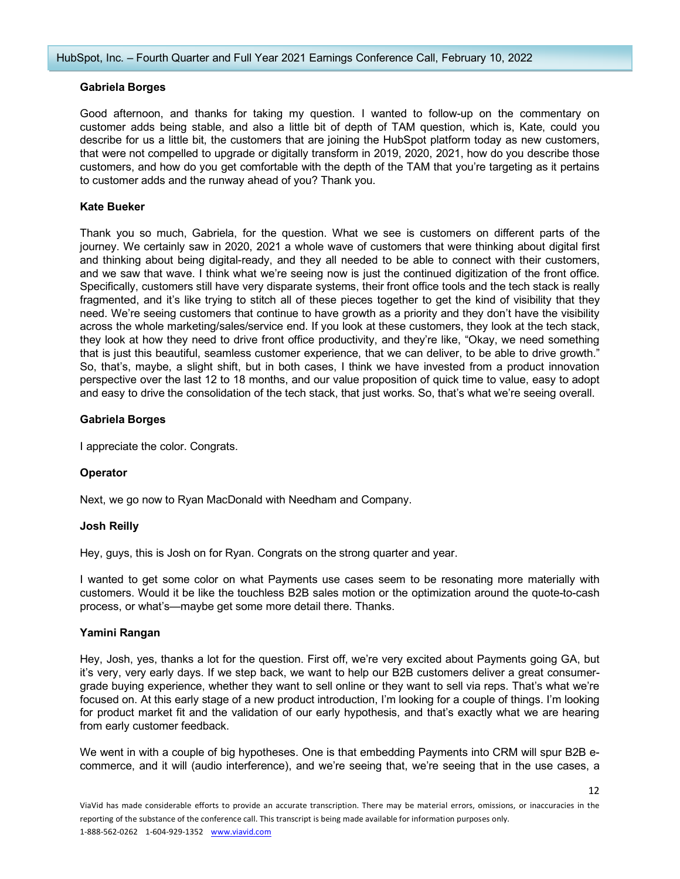**Gabriela Borges**

Good afternoon, and thanks for taking my question. I wanted to follow-up on the commentary on customer adds being stable, and also a little bit of depth of TAM question, which is, Kate, could you describe for us a little bit, the customers that are joining the HubSpot platform today as new customers, that were not compelled to upgrade or digitally transform in 2019, 2020, 2021, how do you describe those customers, and how do you get comfortable with the depth of the TAM that you're targeting as it pertains to customer adds and the runway ahead of you? Thank you.

**Kate Bueker**

Thank you so much, Gabriela, for the question. What we see is customers on different parts of the journey. We certainly saw in 2020, 2021 a whole wave of customers that were thinking about digital first and thinking about being digital-ready, and they all needed to be able to connect with their customers, and we saw that wave. I think what we're seeing now is just the continued digitization of the front office. Specifically, customers still have very disparate systems, their front office tools and the tech stack is really fragmented, and it's like trying to stitch all of these pieces together to get the kind of visibility that they need. We're seeing customers that continue to have growth as a priority and they don't have the visibility across the whole marketing/sales/service end. If you look at these customers, they look at the tech stack, they look at how they need to drive front office productivity, and they're like, "Okay, we need something that is just this beautiful, seamless customer experience, that we can deliver, to be able to drive growth." So, that's, maybe, a slight shift, but in both cases, I think we have invested from a product innovation perspective over the last 12 to 18 months, and our value proposition of quick time to value, easy to adopt and easy to drive the consolidation of the tech stack, that just works. So, that's what we're seeing overall.

**Gabriela Borges**

I appreciate the color. Congrats.

**Operator**

Next, we go now to Ryan MacDonald with Needham and Company.

**Josh Reilly**

Hey, guys, this is Josh on for Ryan. Congrats on the strong quarter and year.

I wanted to get some color on what Payments use cases seem to be resonating more materially with customers. Would it be like the touchless B2B sales motion or the optimization around the quote-to-cash process, or what's—maybe get some more detail there. Thanks.

**Yamini Rangan**

Hey, Josh, yes, thanks a lot for the question. First off, we're very excited about Payments going GA, but it's very, very early days. If we step back, we want to help our B2B customers deliver a great consumer-grade buying experience, whether they want to sell online or they want to sell via reps. That's what we're focused on. At this early stage of a new product introduction, I'm looking for a couple of things. I'm looking for product market fit and the validation of our early hypothesis, and that's exactly what we are hearing from early customer feedback.

We went in with a couple of big hypotheses. One is that embedding Payments into CRM will spur B2B e-commerce, and it will (audio interference), and we're seeing that, we're seeing that in the use cases, a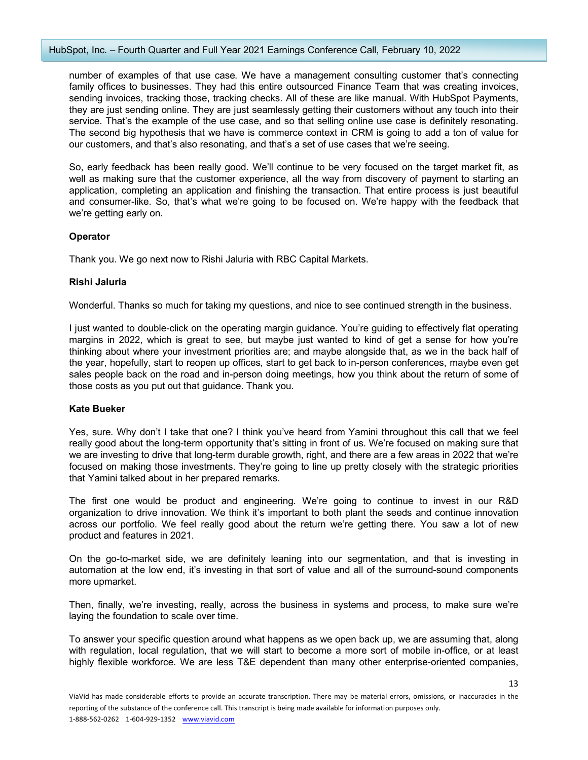number of examples of that use case. We have a management consulting customer that's connecting family offices to businesses. They had this entire outsourced Finance Team that was creating invoices, sending invoices, tracking those, tracking checks. All of these are like manual. With HubSpot Payments, they are just sending online. They are just seamlessly getting their customers without any touch into their service. That's the example of the use case, and so that selling online use case is definitely resonating. The second big hypothesis that we have is commerce context in CRM is going to add a ton of value for our customers, and that's also resonating, and that's a set of use cases that we're seeing.

So, early feedback has been really good. We'll continue to be very focused on the target market fit, as well as making sure that the customer experience, all the way from discovery of payment to starting an application, completing an application and finishing the transaction. That entire process is just beautiful and consumer-like. So, that's what we're going to be focused on. We're happy with the feedback that we're getting early on.

**Operator**

Thank you. We go next now to Rishi Jaluria with RBC Capital Markets.

**Rishi Jaluria**

Wonderful. Thanks so much for taking my questions, and nice to see continued strength in the business.

I just wanted to double-click on the operating margin guidance. You're guiding to effectively flat operating margins in 2022, which is great to see, but maybe just wanted to kind of get a sense for how you're thinking about where your investment priorities are; and maybe alongside that, as we in the back half of the year, hopefully, start to reopen up offices, start to get back to in-person conferences, maybe even get sales people back on the road and in-person doing meetings, how you think about the return of some of those costs as you put out that guidance. Thank you.

**Kate Bueker**

Yes, sure. Why don't I take that one? I think you've heard from Yamini throughout this call that we feel really good about the long-term opportunity that's sitting in front of us. We're focused on making sure that we are investing to drive that long-term durable growth, right, and there are a few areas in 2022 that we're focused on making those investments. They're going to line up pretty closely with the strategic priorities that Yamini talked about in her prepared remarks.

The first one would be product and engineering. We're going to continue to invest in our R&D organization to drive innovation. We think it's important to both plant the seeds and continue innovation across our portfolio. We feel really good about the return we're getting there. You saw a lot of new product and features in 2021.

On the go-to-market side, we are definitely leaning into our segmentation, and that is investing in automation at the low end, it's investing in that sort of value and all of the surround-sound components more upmarket.

Then, finally, we're investing, really, across the business in systems and process, to make sure we're laying the foundation to scale over time.

To answer your specific question around what happens as we open back up, we are assuming that, along with regulation, local regulation, that we will start to become a more sort of mobile in-office, or at least highly flexible workforce. We are less T&E dependent than many other enterprise-oriented companies,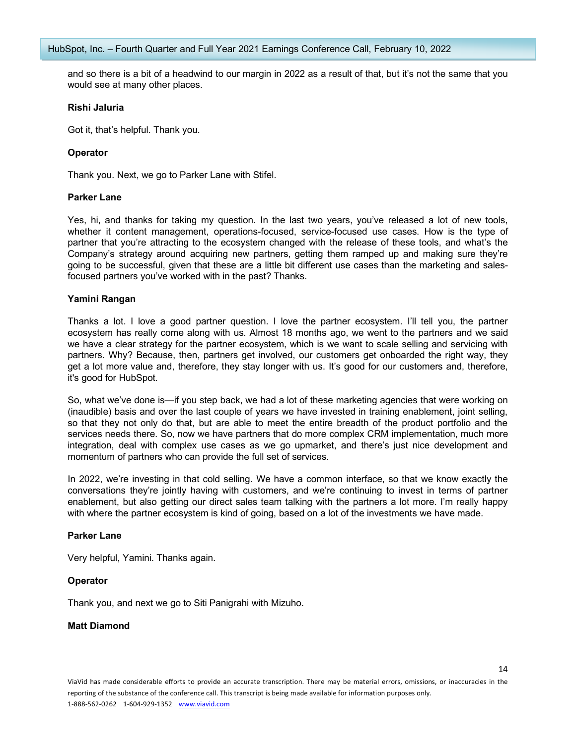and so there is a bit of a headwind to our margin in 2022 as a result of that, but it's not the same that you would see at many other places.

**Rishi Jaluria**

Got it, that's helpful. Thank you.

**Operator**

Thank you. Next, we go to Parker Lane with Stifel.

**Parker Lane**

Yes, hi, and thanks for taking my question. In the last two years, you've released a lot of new tools, whether it content management, operations-focused, service-focused use cases. How is the type of partner that you're attracting to the ecosystem changed with the release of these tools, and what's the Company's strategy around acquiring new partners, getting them ramped up and making sure they're going to be successful, given that these are a little bit different use cases than the marketing and sales-focused partners you've worked with in the past? Thanks.

**Yamini Rangan**

Thanks a lot. I love a good partner question. I love the partner ecosystem. I'll tell you, the partner ecosystem has really come along with us. Almost 18 months ago, we went to the partners and we said we have a clear strategy for the partner ecosystem, which is we want to scale selling and servicing with partners. Why? Because, then, partners get involved, our customers get onboarded the right way, they get a lot more value and, therefore, they stay longer with us. It's good for our customers and, therefore, it's good for HubSpot.

So, what we've done is—if you step back, we had a lot of these marketing agencies that were working on (inaudible) basis and over the last couple of years we have invested in training enablement, joint selling, so that they not only do that, but are able to meet the entire breadth of the product portfolio and the services needs there. So, now we have partners that do more complex CRM implementation, much more integration, deal with complex use cases as we go upmarket, and there's just nice development and momentum of partners who can provide the full set of services.

In 2022, we're investing in that cold selling. We have a common interface, so that we know exactly the conversations they're jointly having with customers, and we're continuing to invest in terms of partner enablement, but also getting our direct sales team talking with the partners a lot more. I'm really happy with where the partner ecosystem is kind of going, based on a lot of the investments we have made.

**Parker Lane**

Very helpful, Yamini. Thanks again.

**Operator**

Thank you, and next we go to Siti Panigrahi with Mizuho.

**Matt Diamond**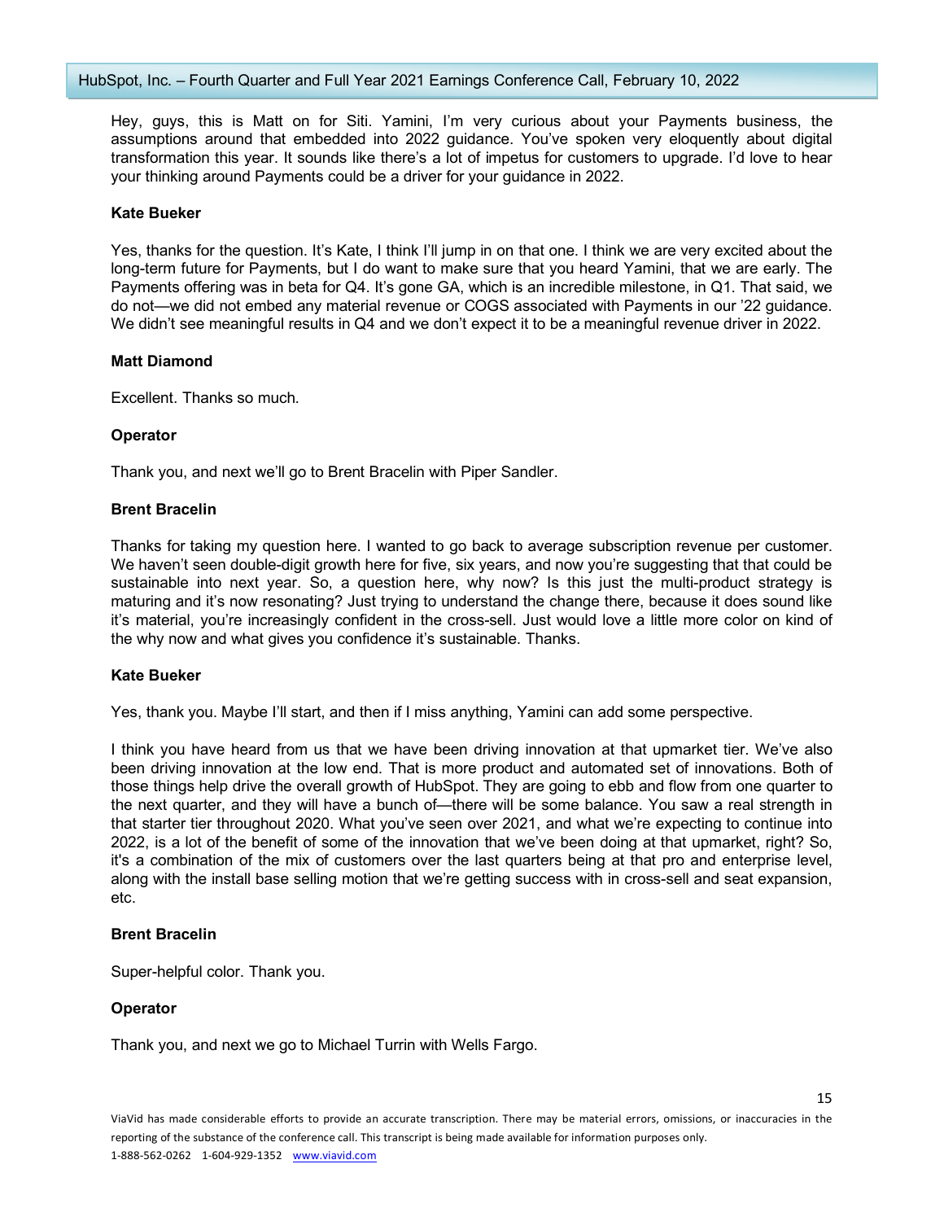Hey, guys, this is Matt on for Siti. Yamini, I'm very curious about your Payments business, the assumptions around that embedded into 2022 guidance. You've spoken very eloquently about digital transformation this year. It sounds like there's a lot of impetus for customers to upgrade. I'd love to hear your thinking around Payments could be a driver for your guidance in 2022.

**Kate Bueker**

Yes, thanks for the question. It's Kate, I think I'll jump in on that one. I think we are very excited about the long-term future for Payments, but I do want to make sure that you heard Yamini, that we are early. The Payments offering was in beta for Q4. It's gone GA, which is an incredible milestone, in Q1. That said, we do not—we did not embed any material revenue or COGS associated with Payments in our '22 guidance. We didn't see meaningful results in Q4 and we don't expect it to be a meaningful revenue driver in 2022.

**Matt Diamond**

Excellent. Thanks so much.

**Operator**

Thank you, and next we'll go to Brent Bracelin with Piper Sandler.

**Brent Bracelin**

Thanks for taking my question here. I wanted to go back to average subscription revenue per customer. We haven't seen double-digit growth here for five, six years, and now you're suggesting that that could be sustainable into next year. So, a question here, why now? Is this just the multi-product strategy is maturing and it's now resonating? Just trying to understand the change there, because it does sound like it's material, you're increasingly confident in the cross-sell. Just would love a little more color on kind of the why now and what gives you confidence it's sustainable. Thanks.

**Kate Bueker**

Yes, thank you. Maybe I'll start, and then if I miss anything, Yamini can add some perspective.

I think you have heard from us that we have been driving innovation at that upmarket tier. We've also been driving innovation at the low end. That is more product and automated set of innovations. Both of those things help drive the overall growth of HubSpot. They are going to ebb and flow from one quarter to the next quarter, and they will have a bunch of—there will be some balance. You saw a real strength in that starter tier throughout 2020. What you've seen over 2021, and what we're expecting to continue into 2022, is a lot of the benefit of some of the innovation that we've been doing at that upmarket, right? So, it's a combination of the mix of customers over the last quarters being at that pro and enterprise level, along with the install base selling motion that we're getting success with in cross-sell and seat expansion, etc.

**Brent Bracelin**

Super-helpful color. Thank you.

**Operator**

Thank you, and next we go to Michael Turrin with Wells Fargo.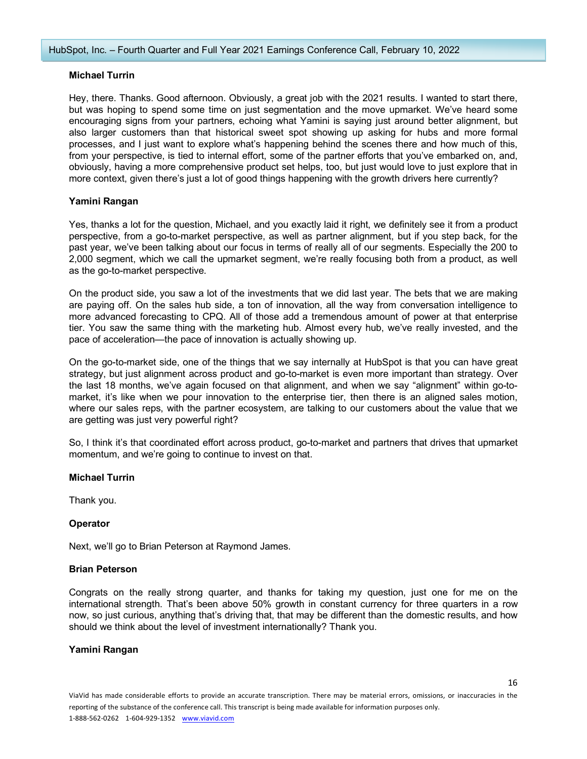**Michael Turrin**

Hey, there. Thanks. Good afternoon. Obviously, a great job with the 2021 results. I wanted to start there, but was hoping to spend some time on just segmentation and the move upmarket. We've heard some encouraging signs from your partners, echoing what Yamini is saying just around better alignment, but also larger customers than that historical sweet spot showing up asking for hubs and more formal processes, and I just want to explore what's happening behind the scenes there and how much of this, from your perspective, is tied to internal effort, some of the partner efforts that you've embarked on, and, obviously, having a more comprehensive product set helps, too, but just would love to just explore that in more context, given there's just a lot of good things happening with the growth drivers here currently?

**Yamini Rangan**

Yes, thanks a lot for the question, Michael, and you exactly laid it right, we definitely see it from a product perspective, from a go-to-market perspective, as well as partner alignment, but if you step back, for the past year, we've been talking about our focus in terms of really all of our segments. Especially the 200 to 2,000 segment, which we call the upmarket segment, we're really focusing both from a product, as well as the go-to-market perspective.

On the product side, you saw a lot of the investments that we did last year. The bets that we are making are paying off. On the sales hub side, a ton of innovation, all the way from conversation intelligence to more advanced forecasting to CPQ. All of those add a tremendous amount of power at that enterprise tier. You saw the same thing with the marketing hub. Almost every hub, we've really invested, and the pace of acceleration—the pace of innovation is actually showing up.

On the go-to-market side, one of the things that we say internally at HubSpot is that you can have great strategy, but just alignment across product and go-to-market is even more important than strategy. Over the last 18 months, we've again focused on that alignment, and when we say "alignment" within go-to-market, it's like when we pour innovation to the enterprise tier, then there is an aligned sales motion, where our sales reps, with the partner ecosystem, are talking to our customers about the value that we are getting was just very powerful right?

So, I think it's that coordinated effort across product, go-to-market and partners that drives that upmarket momentum, and we're going to continue to invest on that.

**Michael Turrin**

Thank you.

**Operator**

Next, we'll go to Brian Peterson at Raymond James.

**Brian Peterson**

Congrats on the really strong quarter, and thanks for taking my question, just one for me on the international strength. That's been above 50% growth in constant currency for three quarters in a row now, so just curious, anything that's driving that, that may be different than the domestic results, and how should we think about the level of investment internationally? Thank you.

**Yamini Rangan**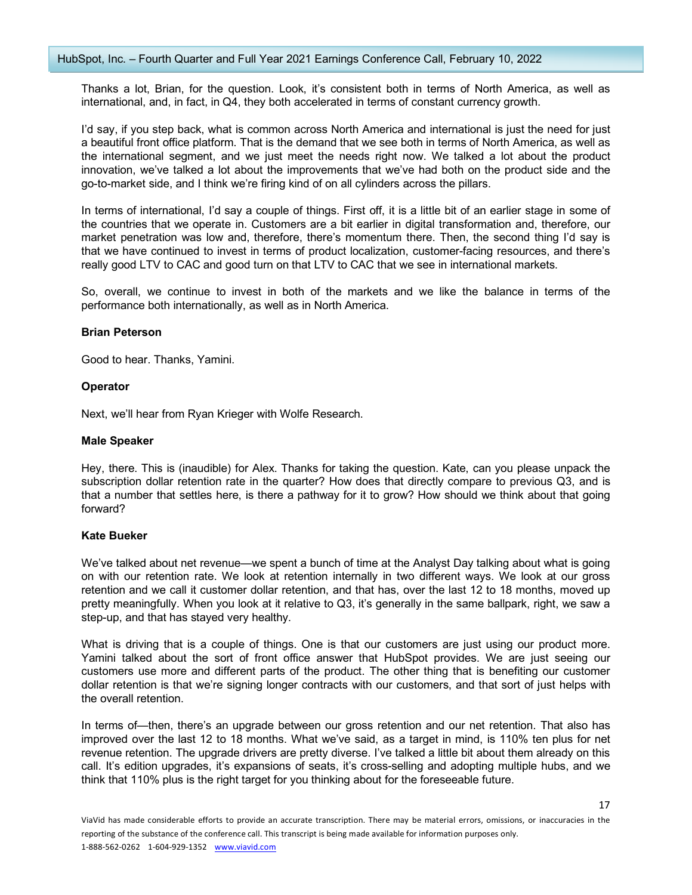Thanks a lot, Brian, for the question. Look, it's consistent both in terms of North America, as well as international, and, in fact, in Q4, they both accelerated in terms of constant currency growth.

I'd say, if you step back, what is common across North America and international is just the need for just a beautiful front office platform. That is the demand that we see both in terms of North America, as well as the international segment, and we just meet the needs right now. We talked a lot about the product innovation, we've talked a lot about the improvements that we've had both on the product side and the go-to-market side, and I think we're firing kind of on all cylinders across the pillars.

In terms of international, I'd say a couple of things. First off, it is a little bit of an earlier stage in some of the countries that we operate in. Customers are a bit earlier in digital transformation and, therefore, our market penetration was low and, therefore, there's momentum there. Then, the second thing I'd say is that we have continued to invest in terms of product localization, customer-facing resources, and there's really good LTV to CAC and good turn on that LTV to CAC that we see in international markets.

So, overall, we continue to invest in both of the markets and we like the balance in terms of the performance both internationally, as well as in North America.

**Brian Peterson**

Good to hear. Thanks, Yamini.

**Operator**

Next, we'll hear from Ryan Krieger with Wolfe Research.

**Male Speaker**

Hey, there. This is (inaudible) for Alex. Thanks for taking the question. Kate, can you please unpack the subscription dollar retention rate in the quarter? How does that directly compare to previous Q3, and is that a number that settles here, is there a pathway for it to grow? How should we think about that going forward?

**Kate Bueker**

We've talked about net revenue—we spent a bunch of time at the Analyst Day talking about what is going on with our retention rate. We look at retention internally in two different ways. We look at our gross retention and we call it customer dollar retention, and that has, over the last 12 to 18 months, moved up pretty meaningfully. When you look at it relative to Q3, it's generally in the same ballpark, right, we saw a step-up, and that has stayed very healthy.

What is driving that is a couple of things. One is that our customers are just using our product more. Yamini talked about the sort of front office answer that HubSpot provides. We are just seeing our customers use more and different parts of the product. The other thing that is benefiting our customer dollar retention is that we're signing longer contracts with our customers, and that sort of just helps with the overall retention.

In terms of—then, there's an upgrade between our gross retention and our net retention. That also has improved over the last 12 to 18 months. What we've said, as a target in mind, is 110% ten plus for net revenue retention. The upgrade drivers are pretty diverse. I've talked a little bit about them already on this call. It's edition upgrades, it's expansions of seats, it's cross-selling and adopting multiple hubs, and we think that 110% plus is the right target for you thinking about for the foreseeable future.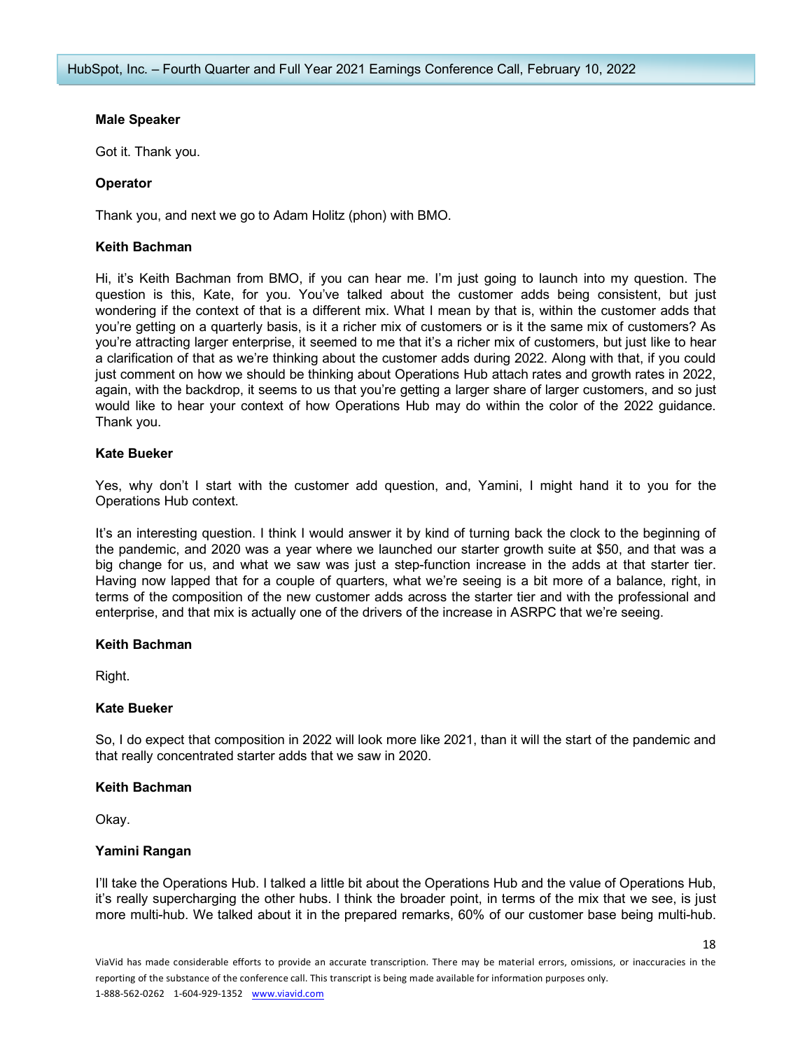**Male Speaker**

Got it. Thank you.

**Operator**

Thank you, and next we go to Adam Holitz (phon) with BMO.

**Keith Bachman**

Hi, it's Keith Bachman from BMO, if you can hear me. I'm just going to launch into my question. The question is this, Kate, for you. You've talked about the customer adds being consistent, but just wondering if the context of that is a different mix. What I mean by that is, within the customer adds that you're getting on a quarterly basis, is it a richer mix of customers or is it the same mix of customers? As you're attracting larger enterprise, it seemed to me that it's a richer mix of customers, but just like to hear a clarification of that as we're thinking about the customer adds during 2022. Along with that, if you could just comment on how we should be thinking about Operations Hub attach rates and growth rates in 2022, again, with the backdrop, it seems to us that you're getting a larger share of larger customers, and so just would like to hear your context of how Operations Hub may do within the color of the 2022 guidance. Thank you.

**Kate Bueker**

Yes, why don't I start with the customer add question, and, Yamini, I might hand it to you for the Operations Hub context.

It's an interesting question. I think I would answer it by kind of turning back the clock to the beginning of the pandemic, and 2020 was a year where we launched our starter growth suite at $50, and that was a big change for us, and what we saw was just a step-function increase in the adds at that starter tier. Having now lapped that for a couple of quarters, what we're seeing is a bit more of a balance, right, in terms of the composition of the new customer adds across the starter tier and with the professional and enterprise, and that mix is actually one of the drivers of the increase in ASRPC that we're seeing.

**Keith Bachman**

Right.

**Kate Bueker**

So, I do expect that composition in 2022 will look more like 2021, than it will the start of the pandemic and that really concentrated starter adds that we saw in 2020.

**Keith Bachman**

Okay.

**Yamini Rangan**

I'll take the Operations Hub. I talked a little bit about the Operations Hub and the value of Operations Hub, it's really supercharging the other hubs. I think the broader point, in terms of the mix that we see, is just more multi-hub. We talked about it in the prepared remarks, 60% of our customer base being multi-hub.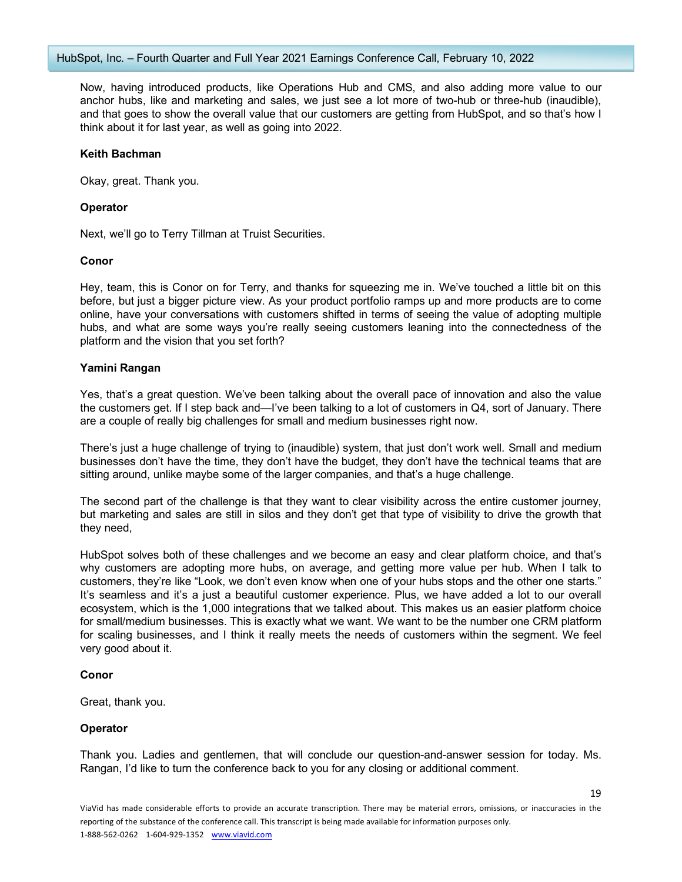Now, having introduced products, like Operations Hub and CMS, and also adding more value to our anchor hubs, like and marketing and sales, we just see a lot more of two-hub or three-hub (inaudible), and that goes to show the overall value that our customers are getting from HubSpot, and so that's how I think about it for last year, as well as going into 2022.

**Keith Bachman**

Okay, great. Thank you.

**Operator**

Next, we'll go to Terry Tillman at Truist Securities.

**Conor**

Hey, team, this is Conor on for Terry, and thanks for squeezing me in. We've touched a little bit on this before, but just a bigger picture view. As your product portfolio ramps up and more products are to come online, have your conversations with customers shifted in terms of seeing the value of adopting multiple hubs, and what are some ways you're really seeing customers leaning into the connectedness of the platform and the vision that you set forth?

**Yamini Rangan**

Yes, that's a great question. We've been talking about the overall pace of innovation and also the value the customers get. If I step back and—I've been talking to a lot of customers in Q4, sort of January. There are a couple of really big challenges for small and medium businesses right now.

There's just a huge challenge of trying to (inaudible) system, that just don't work well. Small and medium businesses don't have the time, they don't have the budget, they don't have the technical teams that are sitting around, unlike maybe some of the larger companies, and that's a huge challenge.

The second part of the challenge is that they want to clear visibility across the entire customer journey, but marketing and sales are still in silos and they don't get that type of visibility to drive the growth that they need,

HubSpot solves both of these challenges and we become an easy and clear platform choice, and that's why customers are adopting more hubs, on average, and getting more value per hub. When I talk to customers, they're like "Look, we don't even know when one of your hubs stops and the other one starts." It's seamless and it's a just a beautiful customer experience. Plus, we have added a lot to our overall ecosystem, which is the 1,000 integrations that we talked about. This makes us an easier platform choice for small/medium businesses. This is exactly what we want. We want to be the number one CRM platform for scaling businesses, and I think it really meets the needs of customers within the segment. We feel very good about it.

**Conor**

Great, thank you.

**Operator**

Thank you. Ladies and gentlemen, that will conclude our question-and-answer session for today. Ms. Rangan, I'd like to turn the conference back to you for any closing or additional comment.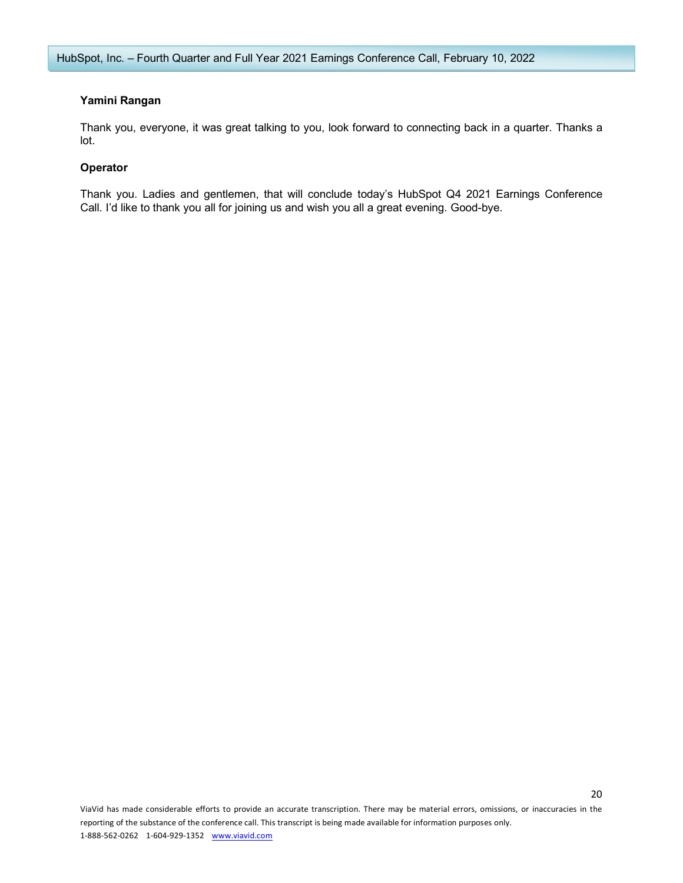**Yamini Rangan**

Thank you, everyone, it was great talking to you, look forward to connecting back in a quarter. Thanks a lot.

**Operator**

Thank you. Ladies and gentlemen, that will conclude today's HubSpot Q4 2021 Earnings Conference Call. I'd like to thank you all for joining us and wish you all a great evening. Good-bye.